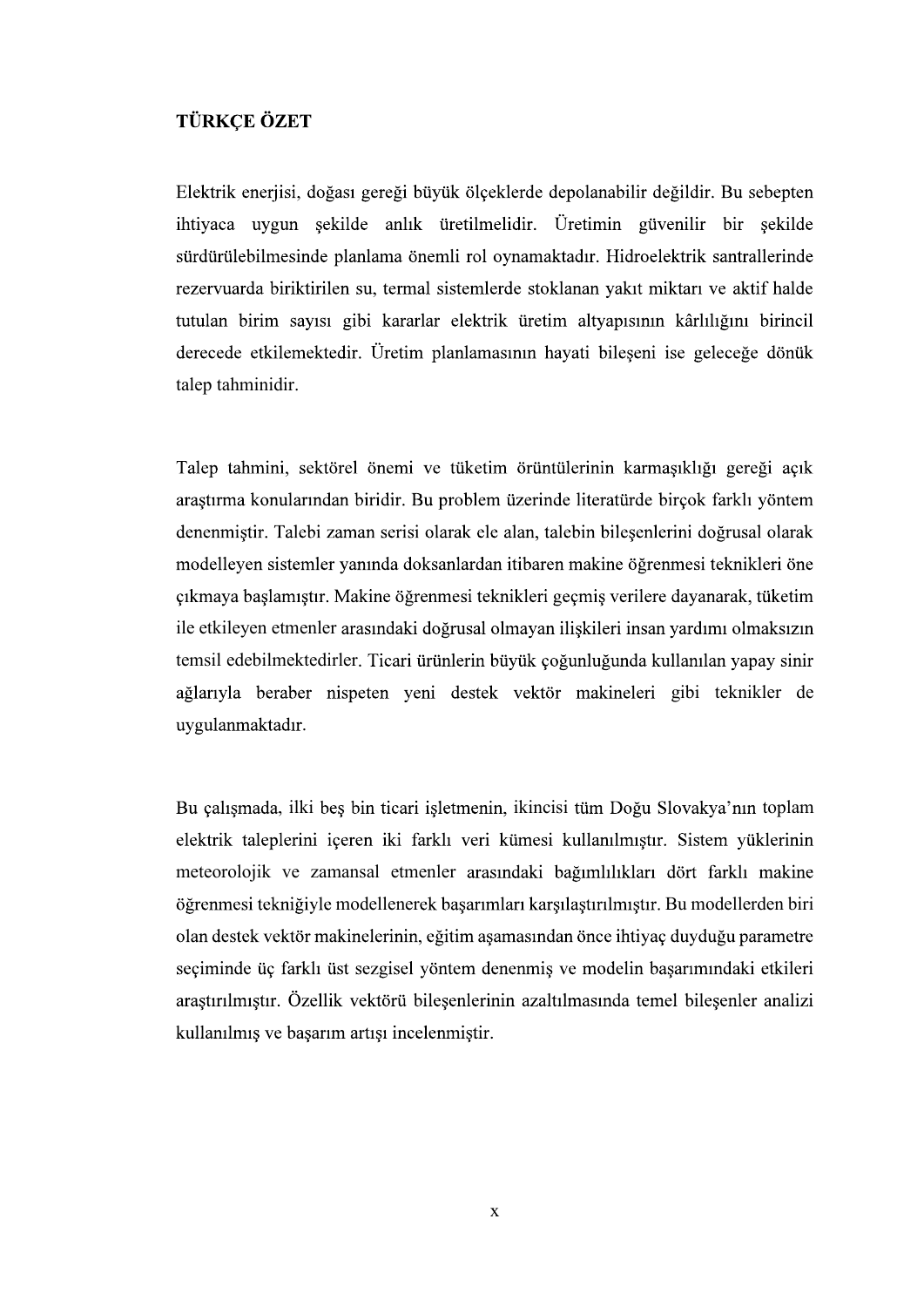## TÜRKÇE ÖZET

Elektrik enerjisi, doğası gereği büyük ölçeklerde depolanabilir değildir. Bu sebepten ihtiyaca uygun şekilde anlık üretilmelidir. Üretimin güvenilir bir şekilde sürdürülebilmesinde planlama önemli rol oynamaktadır. Hidroelektrik santrallerinde rezervuarda biriktirilen su, termal sistemlerde stoklanan yakıt miktarı ve aktif halde tutulan birim sayısı gibi kararlar elektrik üretim altyapısının kârlılığını birincil derecede etkilemektedir. Üretim planlamasının hayati bileşeni ise geleceğe dönük talep tahminidir.

Talep tahmini, sektörel önemi ve tüketim örüntülerinin karmaşıklığı gereği açık araştırma konularından biridir. Bu problem üzerinde literatürde birçok farklı yöntem denenmiştir. Talebi zaman serisi olarak ele alan, talebin bileşenlerini doğrusal olarak modelleyen sistemler yanında doksanlardan itibaren makine öğrenmesi teknikleri öne çıkmaya başlamıştır. Makine öğrenmesi teknikleri geçmiş verilere dayanarak, tüketim ile etkileyen etmenler arasındaki doğrusal olmayan ilişkileri insan yardımı olmaksızın temsil edebilmektedirler. Ticari ürünlerin büyük çoğunluğunda kullanılan yapay sinir ağlarıyla beraber nispeten yeni destek vektör makineleri gibi teknikler de uygulanmaktadır.

Bu çalışmada, ilki beş bin ticari işletmenin, ikincisi tüm Doğu Slovakya'nın toplam elektrik taleplerini içeren iki farklı veri kümesi kullanılmıştır. Sistem yüklerinin meteorolojik ve zamansal etmenler arasındaki bağımlılıkları dört farklı makine öğrenmesi tekniğiyle modellenerek başarımları karşılaştırılmıştır. Bu modellerden biri olan destek vektör makinelerinin, eğitim aşamasından önce ihtiyaç duyduğu parametre seçiminde üç farklı üst sezgisel yöntem denenmiş ve modelin başarımındaki etkileri araştırılmıştır. Özellik vektörü bileşenlerinin azaltılmasında temel bileşenler analizi kullanılmış ve başarım artışı incelenmiştir.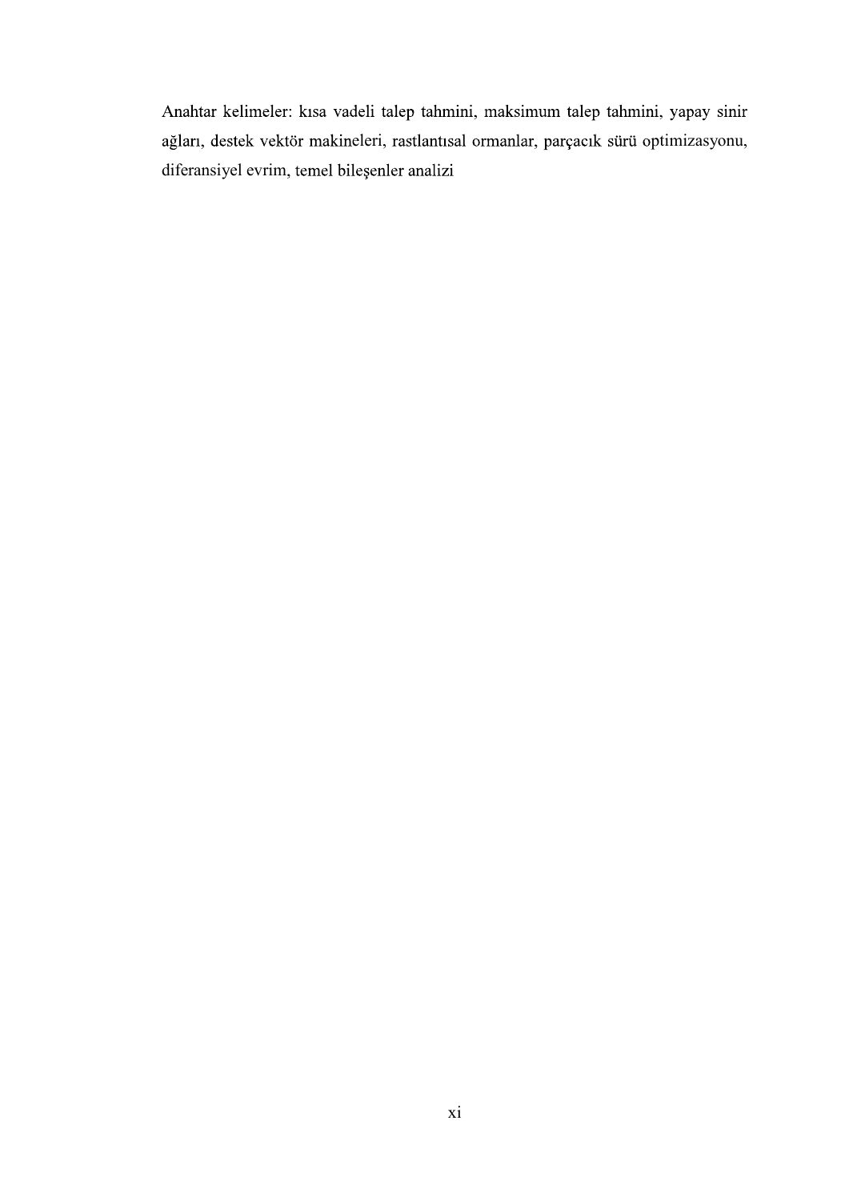Anahtar kelimeler: kısa vadeli talep tahmini, maksimum talep tahmini, yapay sinir ağları, destek vektör makineleri, rastlantısal ormanlar, parçacık sürü optimizasyonu, diferansiyel evrim, temel bileşenler analizi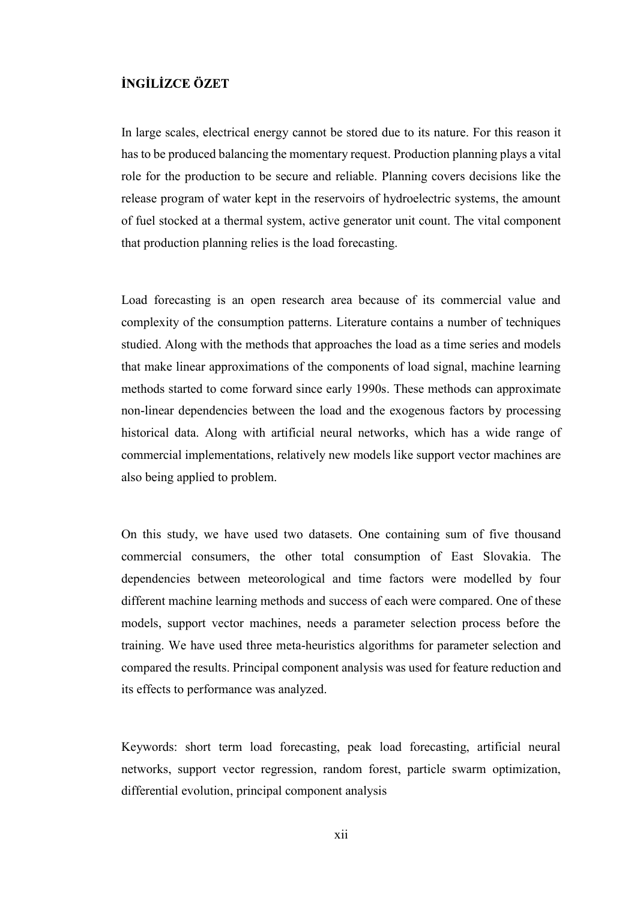## İNGİLİZCE ÖZET

In large scales, electrical energy cannot be stored due to its nature. For this reason it has to be produced balancing the momentary request. Production planning plays a vital role for the production to be secure and reliable. Planning covers decisions like the release program of water kept in the reservoirs of hydroelectric systems, the amount of fuel stocked at a thermal system, active generator unit count. The vital component that production planning relies is the load forecasting.

Load forecasting is an open research area because of its commercial value and complexity of the consumption patterns. Literature contains a number of techniques studied. Along with the methods that approaches the load as a time series and models that make linear approximations of the components of load signal, machine learning methods started to come forward since early 1990s. These methods can approximate non-linear dependencies between the load and the exogenous factors by processing historical data. Along with artificial neural networks, which has a wide range of commercial implementations, relatively new models like support vector machines are also being applied to problem.

On this study, we have used two datasets. One containing sum of five thousand commercial consumers, the other total consumption of East Slovakia. The dependencies between meteorological and time factors were modelled by four different machine learning methods and success of each were compared. One of these models, support vector machines, needs a parameter selection process before the training. We have used three meta-heuristics algorithms for parameter selection and compared the results. Principal component analysis was used for feature reduction and its effects to performance was analyzed.

Keywords: short term load forecasting, peak load forecasting, artificial neural networks, support vector regression, random forest, particle swarm optimization, differential evolution, principal component analysis